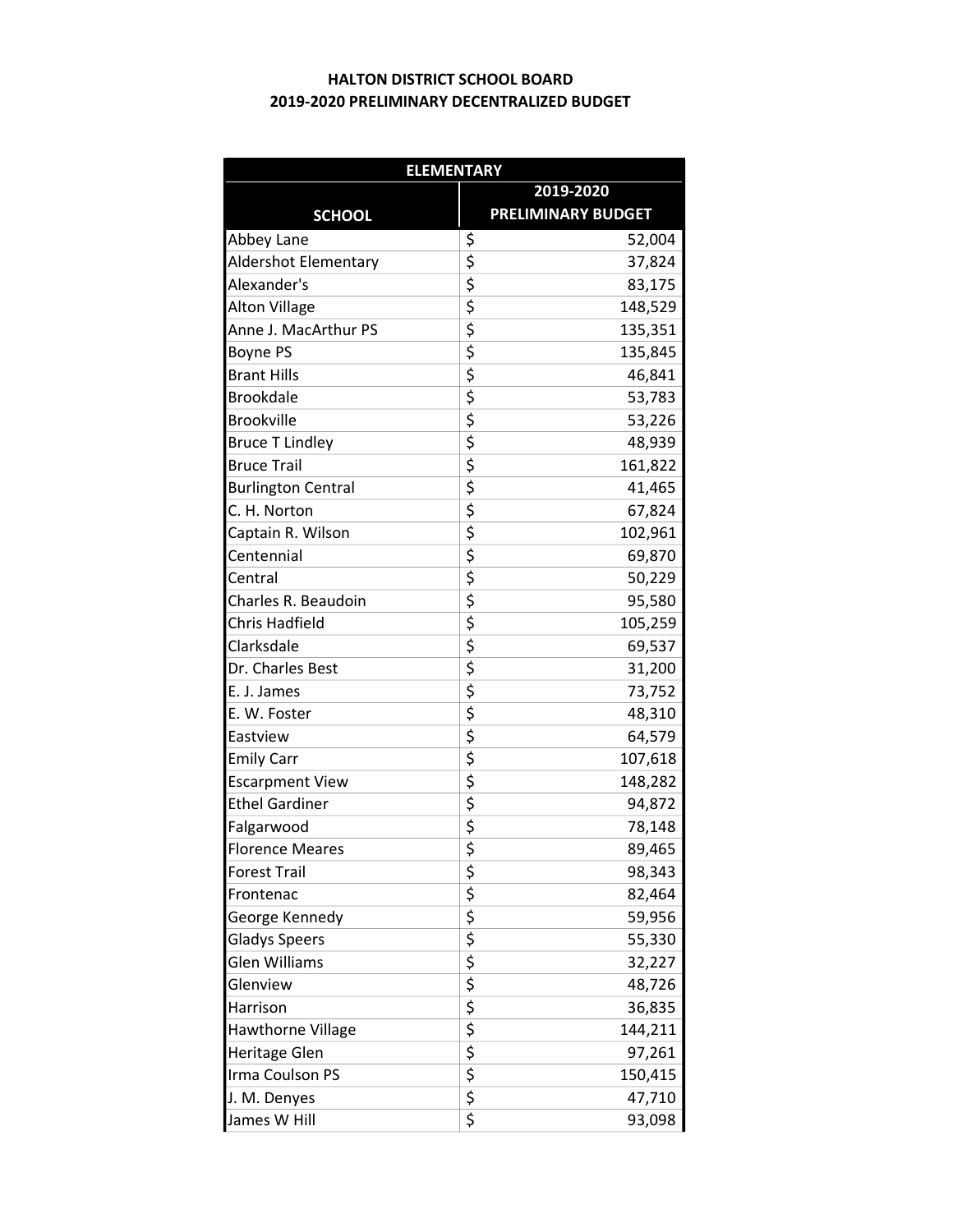# HALTON DISTRICT SCHOOL BOARD
## 2019-2020 PRELIMINARY DECENTRALIZED BUDGET

| ELEMENTARY | |
|---|---|
| **SCHOOL** | **2019-2020 PRELIMINARY BUDGET** |
| Abbey Lane | $ 52,004 |
| Aldershot Elementary | $ 37,824 |
| Alexander's | $ 83,175 |
| Alton Village | $ 148,529 |
| Anne J. MacArthur PS | $ 135,351 |
| Boyne PS | $ 135,845 |
| Brant Hills | $ 46,841 |
| Brookdale | $ 53,783 |
| Brookville | $ 53,226 |
| Bruce T Lindley | $ 48,939 |
| Bruce Trail | $ 161,822 |
| Burlington Central | $ 41,465 |
| C. H. Norton | $ 67,824 |
| Captain R. Wilson | $ 102,961 |
| Centennial | $ 69,870 |
| Central | $ 50,229 |
| Charles R. Beaudoin | $ 95,580 |
| Chris Hadfield | $ 105,259 |
| Clarksdale | $ 69,537 |
| Dr. Charles Best | $ 31,200 |
| E. J. James | $ 73,752 |
| E. W. Foster | $ 48,310 |
| Eastview | $ 64,579 |
| Emily Carr | $ 107,618 |
| Escarpment View | $ 148,282 |
| Ethel Gardiner | $ 94,872 |
| Falgarwood | $ 78,148 |
| Florence Meares | $ 89,465 |
| Forest Trail | $ 98,343 |
| Frontenac | $ 82,464 |
| George Kennedy | $ 59,956 |
| Gladys Speers | $ 55,330 |
| Glen Williams | $ 32,227 |
| Glenview | $ 48,726 |
| Harrison | $ 36,835 |
| Hawthorne Village | $ 144,211 |
| Heritage Glen | $ 97,261 |
| Irma Coulson PS | $ 150,415 |
| J. M. Denyes | $ 47,710 |
| James W Hill | $ 93,098 |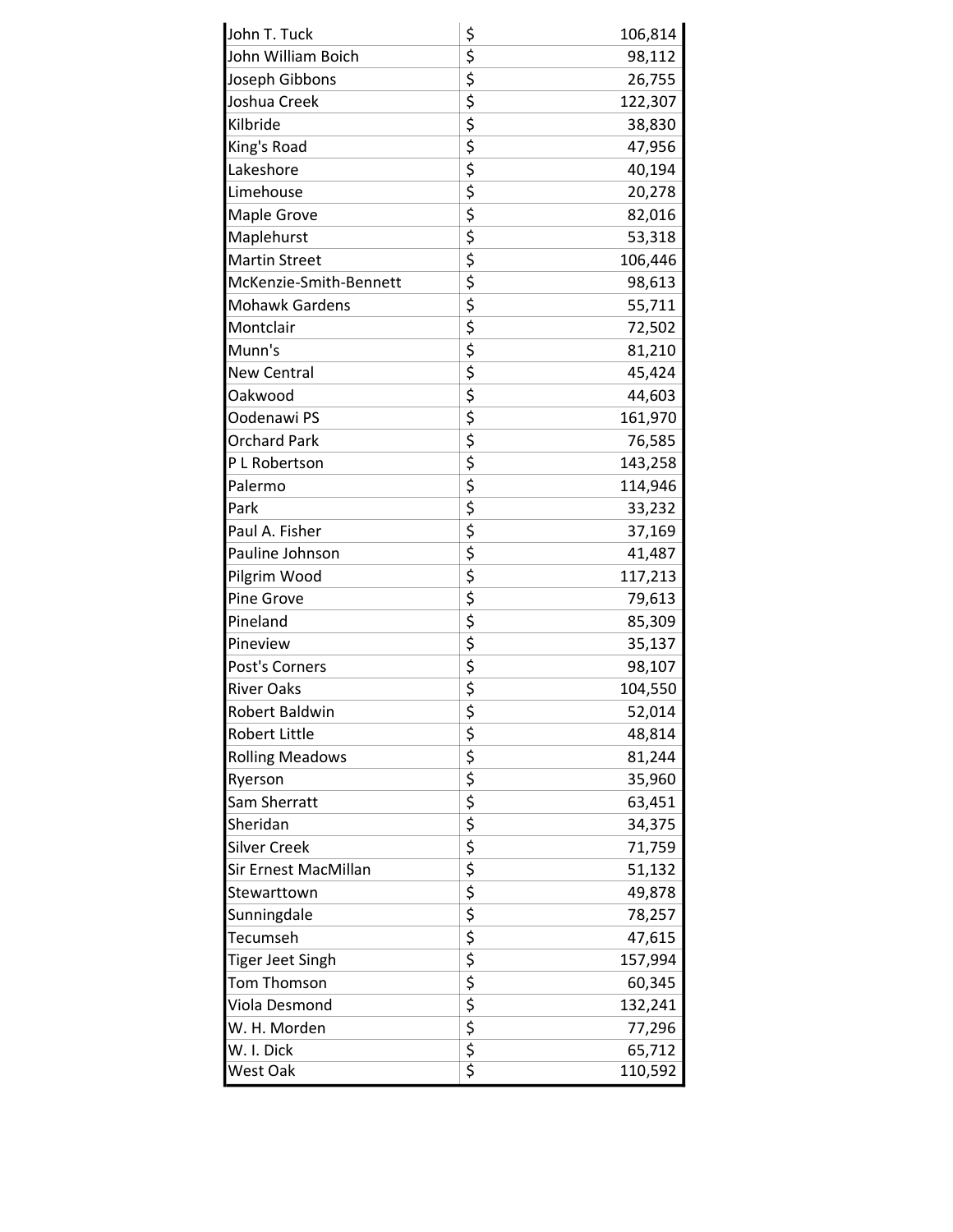| | | |
|---|---|---|
| John T. Tuck | $ | 106,814 |
| John William Boich | $ | 98,112 |
| Joseph Gibbons | $ | 26,755 |
| Joshua Creek | $ | 122,307 |
| Kilbride | $ | 38,830 |
| King's Road | $ | 47,956 |
| Lakeshore | $ | 40,194 |
| Limehouse | $ | 20,278 |
| Maple Grove | $ | 82,016 |
| Maplehurst | $ | 53,318 |
| Martin Street | $ | 106,446 |
| McKenzie-Smith-Bennett | $ | 98,613 |
| Mohawk Gardens | $ | 55,711 |
| Montclair | $ | 72,502 |
| Munn's | $ | 81,210 |
| New Central | $ | 45,424 |
| Oakwood | $ | 44,603 |
| Oodenawi PS | $ | 161,970 |
| Orchard Park | $ | 76,585 |
| P L Robertson | $ | 143,258 |
| Palermo | $ | 114,946 |
| Park | $ | 33,232 |
| Paul A. Fisher | $ | 37,169 |
| Pauline Johnson | $ | 41,487 |
| Pilgrim Wood | $ | 117,213 |
| Pine Grove | $ | 79,613 |
| Pineland | $ | 85,309 |
| Pineview | $ | 35,137 |
| Post's Corners | $ | 98,107 |
| River Oaks | $ | 104,550 |
| Robert Baldwin | $ | 52,014 |
| Robert Little | $ | 48,814 |
| Rolling Meadows | $ | 81,244 |
| Ryerson | $ | 35,960 |
| Sam Sherratt | $ | 63,451 |
| Sheridan | $ | 34,375 |
| Silver Creek | $ | 71,759 |
| Sir Ernest MacMillan | $ | 51,132 |
| Stewarttown | $ | 49,878 |
| Sunningdale | $ | 78,257 |
| Tecumseh | $ | 47,615 |
| Tiger Jeet Singh | $ | 157,994 |
| Tom Thomson | $ | 60,345 |
| Viola Desmond | $ | 132,241 |
| W. H. Morden | $ | 77,296 |
| W. I. Dick | $ | 65,712 |
| West Oak | $ | 110,592 |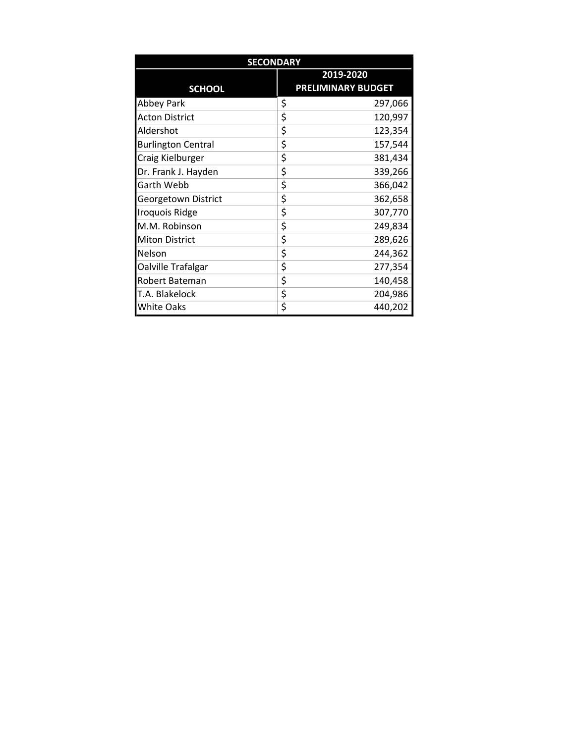| SECONDARY | | |
| --- | --- | --- |
| SCHOOL | 2019-2020 PRELIMINARY BUDGET | |
| Abbey Park | $ | 297,066 |
| Acton District | $ | 120,997 |
| Aldershot | $ | 123,354 |
| Burlington Central | $ | 157,544 |
| Craig Kielburger | $ | 381,434 |
| Dr. Frank J. Hayden | $ | 339,266 |
| Garth Webb | $ | 366,042 |
| Georgetown District | $ | 362,658 |
| Iroquois Ridge | $ | 307,770 |
| M.M. Robinson | $ | 249,834 |
| Miton District | $ | 289,626 |
| Nelson | $ | 244,362 |
| Oalville Trafalgar | $ | 277,354 |
| Robert Bateman | $ | 140,458 |
| T.A. Blakelock | $ | 204,986 |
| White Oaks | $ | 440,202 |